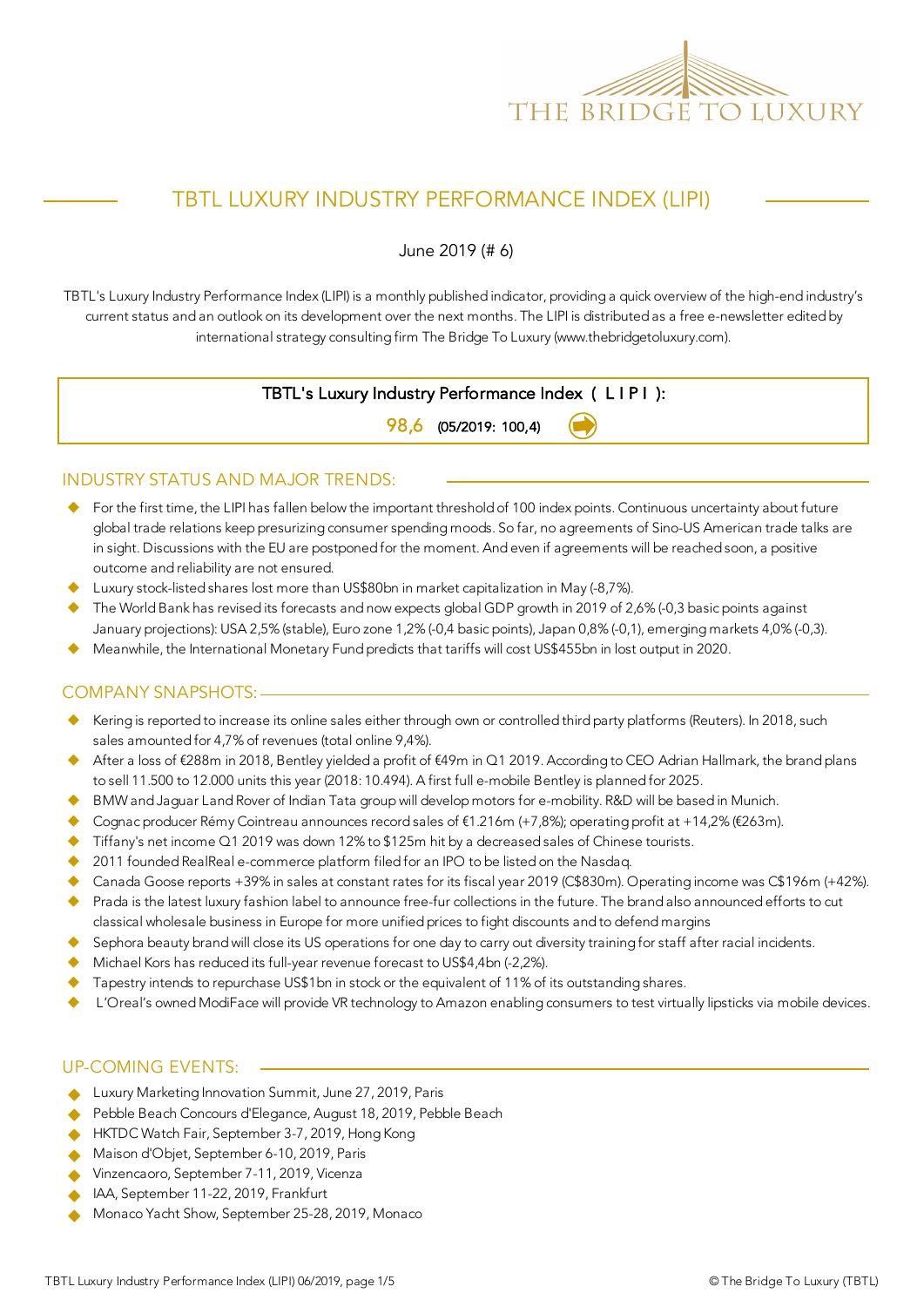THE BRIDGE TO LUXURY

# TBTL LUXURY INDUSTRY PERFORMANCE INDEX (LIPI)

June 2019 (# 6)

TBTL's Luxury Industry Performance Index (LIPI) is a monthly published indicator, providing a quick overview of the high-end industry's current status and an outlook on its development over the next months. The LIPI is distributed as a free e-newsletter edited by international strategy consulting firm The Bridge To Luxury (www.thebridgetoluxury.com).

**TBTL's Luxury Industry Performance Index ( L I P I ):**

**98,6** **(05/2019: 100,4)**

## INDUSTRY STATUS AND MAJOR TRENDS:

- For the first time, the LIPI has fallen below the important threshold of 100 index points. Continuous uncertainty about future global trade relations keep presurizing consumer spending moods. So far, no agreements of Sino-US American trade talks are in sight. Discussions with the EU are postponed for the moment. And even if agreements will be reached soon, a positive outcome and reliability are not ensured.
- Luxury stock-listed shares lost more than US$80bn in market capitalization in May (-8,7%).
- The World Bank has revised its forecasts and now expects global GDP growth in 2019 of 2,6% (-0,3 basic points against January projections): USA 2,5% (stable), Euro zone 1,2% (-0,4 basic points), Japan 0,8% (-0,1), emerging markets 4,0% (-0,3).
- Meanwhile, the International Monetary Fund predicts that tariffs will cost US$455bn in lost output in 2020.

## COMPANY SNAPSHOTS:

- Kering is reported to increase its online sales either through own or controlled third party platforms (Reuters). In 2018, such sales amounted for 4,7% of revenues (total online 9,4%).
- After a loss of €288m in 2018, Bentley yielded a profit of €49m in Q1 2019. According to CEO Adrian Hallmark, the brand plans to sell 11.500 to 12.000 units this year (2018: 10.494). A first full e-mobile Bentley is planned for 2025.
- BMW and Jaguar Land Rover of Indian Tata group will develop motors for e-mobility. R&D will be based in Munich.
- Cognac producer Rémy Cointreau announces record sales of €1.216m (+7,8%); operating profit at +14,2% (€263m).
- Tiffany's net income Q1 2019 was down 12% to $125m hit by a decreased sales of Chinese tourists.
- 2011 founded RealReal e-commerce platform filed for an IPO to be listed on the Nasdaq.
- Canada Goose reports +39% in sales at constant rates for its fiscal year 2019 (C$830m). Operating income was C$196m (+42%).
- Prada is the latest luxury fashion label to announce free-fur collections in the future. The brand also announced efforts to cut classical wholesale business in Europe for more unified prices to fight discounts and to defend margins
- Sephora beauty brand will close its US operations for one day to carry out diversity training for staff after racial incidents.
- Michael Kors has reduced its full-year revenue forecast to US$4,4bn (-2,2%).
- Tapestry intends to repurchase US$1bn in stock or the equivalent of 11% of its outstanding shares.
- L'Oreal's owned ModiFace will provide VR technology to Amazon enabling consumers to test virtually lipsticks via mobile devices.

## UP-COMING EVENTS:

- Luxury Marketing Innovation Summit, June 27, 2019, Paris
- Pebble Beach Concours d'Elegance, August 18, 2019, Pebble Beach
- HKTDC Watch Fair, September 3-7, 2019, Hong Kong
- Maison d'Objet, September 6-10, 2019, Paris
- Vinzencaoro, September 7-11, 2019, Vicenza
- IAA, September 11-22, 2019, Frankfurt
- Monaco Yacht Show, September 25-28, 2019, Monaco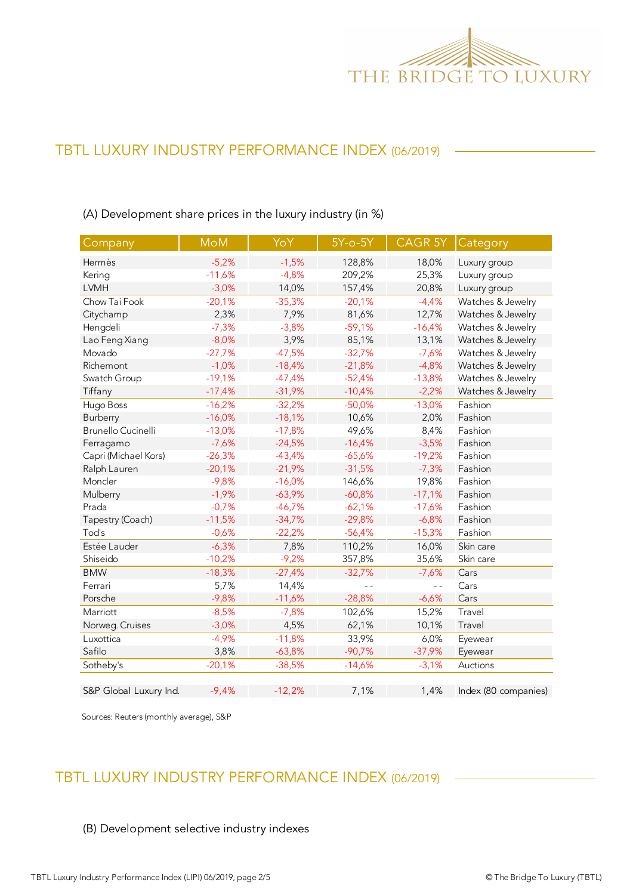## TBTL LUXURY INDUSTRY PERFORMANCE INDEX (06/2019)

(A) Development share prices in the luxury industry (in %)

| Company | MoM | YoY | 5Y-o-5Y | CAGR 5Y | Category |
|---|---|---|---|---|---|
| Hermès | -5,2% | -1,5% | 128,8% | 18,0% | Luxury group |
| Kering | -11,6% | -4,8% | 209,2% | 25,3% | Luxury group |
| LVMH | -3,0% | 14,0% | 157,4% | 20,8% | Luxury group |
| Chow Tai Fook | -20,1% | -35,3% | -20,1% | -4,4% | Watches & Jewelry |
| Citychamp | 2,3% | 7,9% | 81,6% | 12,7% | Watches & Jewelry |
| Hengdeli | -7,3% | -3,8% | -59,1% | -16,4% | Watches & Jewelry |
| Lao Feng Xiang | -8,0% | 3,9% | 85,1% | 13,1% | Watches & Jewelry |
| Movado | -27,7% | -47,5% | -32,7% | -7,6% | Watches & Jewelry |
| Richemont | -1,0% | -18,4% | -21,8% | -4,8% | Watches & Jewelry |
| Swatch Group | -19,1% | -47,4% | -52,4% | -13,8% | Watches & Jewelry |
| Tiffany | -17,4% | -31,9% | -10,4% | -2,2% | Watches & Jewelry |
| Hugo Boss | -16,2% | -32,2% | -50,0% | -13,0% | Fashion |
| Burberry | -16,0% | -18,1% | 10,6% | 2,0% | Fashion |
| Brunello Cucinelli | -13,0% | -17,8% | 49,6% | 8,4% | Fashion |
| Ferragamo | -7,6% | -24,5% | -16,4% | -3,5% | Fashion |
| Capri (Michael Kors) | -26,3% | -43,4% | -65,6% | -19,2% | Fashion |
| Ralph Lauren | -20,1% | -21,9% | -31,5% | -7,3% | Fashion |
| Moncler | -9,8% | -16,0% | 146,6% | 19,8% | Fashion |
| Mulberry | -1,9% | -63,9% | -60,8% | -17,1% | Fashion |
| Prada | -0,7% | -46,7% | -62,1% | -17,6% | Fashion |
| Tapestry (Coach) | -11,5% | -34,7% | -29,8% | -6,8% | Fashion |
| Tod's | -0,6% | -22,2% | -56,4% | -15,3% | Fashion |
| Estée Lauder | -6,3% | 7,8% | 110,2% | 16,0% | Skin care |
| Shiseido | -10,2% | -9,2% | 357,8% | 35,6% | Skin care |
| BMW | -18,3% | -27,4% | -32,7% | -7,6% | Cars |
| Ferrari | 5,7% | 14,4% | - - | - - | Cars |
| Porsche | -9,8% | -11,6% | -28,8% | -6,6% | Cars |
| Marriott | -8,5% | -7,8% | 102,6% | 15,2% | Travel |
| Norweg. Cruises | -3,0% | 4,5% | 62,1% | 10,1% | Travel |
| Luxottica | -4,9% | -11,8% | 33,9% | 6,0% | Eyewear |
| Safilo | 3,8% | -63,8% | -90,7% | -37,9% | Eyewear |
| Sotheby's | -20,1% | -38,5% | -14,6% | -3,1% | Auctions |
| | | | | | |
| S&P Global Luxury Ind. | -9,4% | -12,2% | 7,1% | 1,4% | Index (80 companies) |

Sources: Reuters (monthly average), S&P

## TBTL LUXURY INDUSTRY PERFORMANCE INDEX (06/2019)

(B) Development selective industry indexes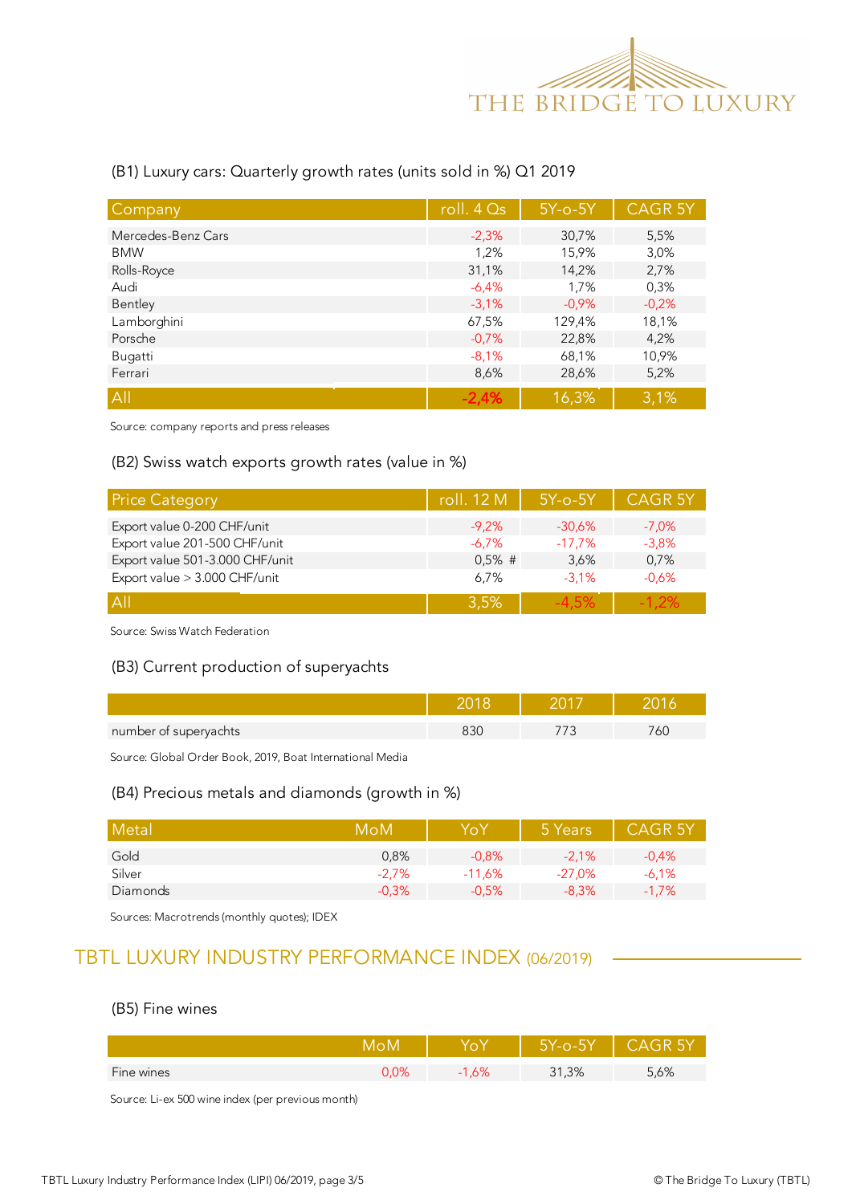(B1) Luxury cars: Quarterly growth rates (units sold in %) Q1 2019

| Company | roll. 4 Qs | 5Y-o-5Y | CAGR 5Y |
|---|---|---|---|
| Mercedes-Benz Cars | -2,3% | 30,7% | 5,5% |
| BMW | 1,2% | 15,9% | 3,0% |
| Rolls-Royce | 31,1% | 14,2% | 2,7% |
| Audi | -6,4% | 1,7% | 0,3% |
| Bentley | -3,1% | -0,9% | -0,2% |
| Lamborghini | 67,5% | 129,4% | 18,1% |
| Porsche | -0,7% | 22,8% | 4,2% |
| Bugatti | -8,1% | 68,1% | 10,9% |
| Ferrari | 8,6% | 28,6% | 5,2% |
| All | -2,4% | 16,3% | 3,1% |

Source: company reports and press releases

(B2) Swiss watch exports growth rates (value in %)

| Price Category | roll. 12 M | 5Y-o-5Y | CAGR 5Y |
|---|---|---|---|
| Export value 0-200 CHF/unit | -9,2% | -30,6% | -7,0% |
| Export value 201-500 CHF/unit | -6,7% | -17,7% | -3,8% |
| Export value 501-3.000 CHF/unit | 0,5% # | 3,6% | 0,7% |
| Export value > 3.000 CHF/unit | 6,7% | -3,1% | -0,6% |
| All | 3,5% | -4,5% | -1,2% |

Source: Swiss Watch Federation

(B3) Current production of superyachts

| | 2018 | 2017 | 2016 |
|---|---|---|---|
| number of superyachts | 830 | 773 | 760 |

Source: Global Order Book, 2019, Boat International Media

(B4) Precious metals and diamonds (growth in %)

| Metal | MoM | YoY | 5 Years | CAGR 5Y |
|---|---|---|---|---|
| Gold | 0,8% | -0,8% | -2,1% | -0,4% |
| Silver | -2,7% | -11,6% | -27,0% | -6,1% |
| Diamonds | -0,3% | -0,5% | -8,3% | -1,7% |

Sources: Macrotrends (monthly quotes); IDEX

## TBTL LUXURY INDUSTRY PERFORMANCE INDEX (06/2019)

(B5) Fine wines

| | MoM | YoY | 5Y-o-5Y | CAGR 5Y |
|---|---|---|---|---|
| Fine wines | 0,0% | -1,6% | 31,3% | 5,6% |

Source: Li-ex 500 wine index (per previous month)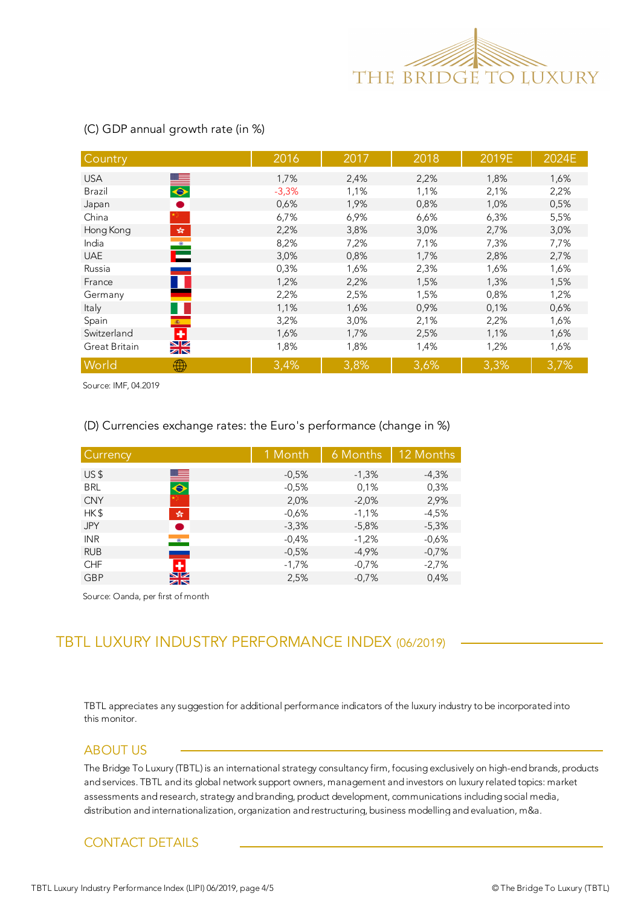(C) GDP annual growth rate (in %)

| Country | 2016 | 2017 | 2018 | 2019E | 2024E |
|---|---|---|---|---|---|
| USA | 1,7% | 2,4% | 2,2% | 1,8% | 1,6% |
| Brazil | -3,3% | 1,1% | 1,1% | 2,1% | 2,2% |
| Japan | 0,6% | 1,9% | 0,8% | 1,0% | 0,5% |
| China | 6,7% | 6,9% | 6,6% | 6,3% | 5,5% |
| Hong Kong | 2,2% | 3,8% | 3,0% | 2,7% | 3,0% |
| India | 8,2% | 7,2% | 7,1% | 7,3% | 7,7% |
| UAE | 3,0% | 0,8% | 1,7% | 2,8% | 2,7% |
| Russia | 0,3% | 1,6% | 2,3% | 1,6% | 1,6% |
| France | 1,2% | 2,2% | 1,5% | 1,3% | 1,5% |
| Germany | 2,2% | 2,5% | 1,5% | 0,8% | 1,2% |
| Italy | 1,1% | 1,6% | 0,9% | 0,1% | 0,6% |
| Spain | 3,2% | 3,0% | 2,1% | 2,2% | 1,6% |
| Switzerland | 1,6% | 1,7% | 2,5% | 1,1% | 1,6% |
| Great Britain | 1,8% | 1,8% | 1,4% | 1,2% | 1,6% |
| World | 3,4% | 3,8% | 3,6% | 3,3% | 3,7% |

Source: IMF, 04.2019

(D) Currencies exchange rates: the Euro's performance (change in %)

| Currency | 1 Month | 6 Months | 12 Months |
|---|---|---|---|
| US $ | -0,5% | -1,3% | -4,3% |
| BRL | -0,5% | 0,1% | 0,3% |
| CNY | 2,0% | -2,0% | 2,9% |
| HK $ | -0,6% | -1,1% | -4,5% |
| JPY | -3,3% | -5,8% | -5,3% |
| INR | -0,4% | -1,2% | -0,6% |
| RUB | -0,5% | -4,9% | -0,7% |
| CHF | -1,7% | -0,7% | -2,7% |
| GBP | 2,5% | -0,7% | 0,4% |

Source: Oanda, per first of month

## TBTL LUXURY INDUSTRY PERFORMANCE INDEX (06/2019)

TBTL appreciates any suggestion for additional performance indicators of the luxury industry to be incorporated into this monitor.

### ABOUT US

The Bridge To Luxury (TBTL) is an international strategy consultancy firm, focusing exclusively on high-end brands, products and services. TBTL and its global network support owners, management and investors on luxury related topics: market assessments and research, strategy and branding, product development, communications including social media, distribution and internationalization, organization and restructuring, business modelling and evaluation, m&a.

### CONTACT DETAILS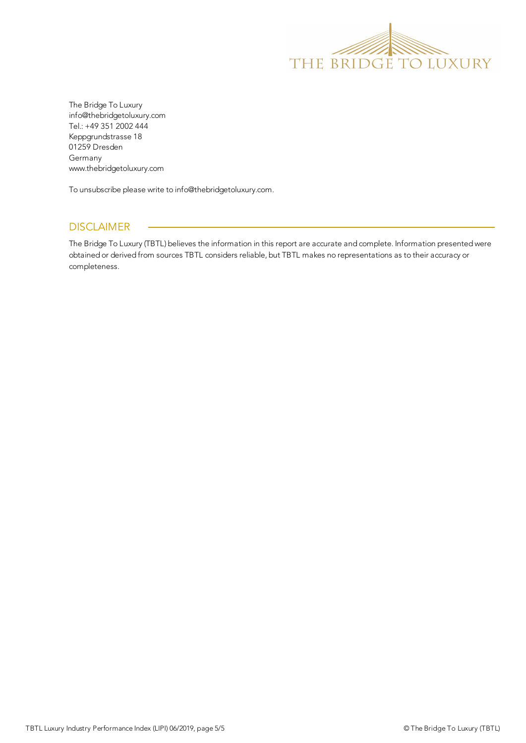The Bridge To Luxury
info@thebridgetoluxury.com
Tel.: +49 351 2002 444
Keppgrundstrasse 18
01259 Dresden
Germany
www.thebridgetoluxury.com

To unsubscribe please write to info@thebridgetoluxury.com.

## DISCLAIMER

The Bridge To Luxury (TBTL) believes the information in this report are accurate and complete. Information presented were obtained or derived from sources TBTL considers reliable, but TBTL makes no representations as to their accuracy or completeness.